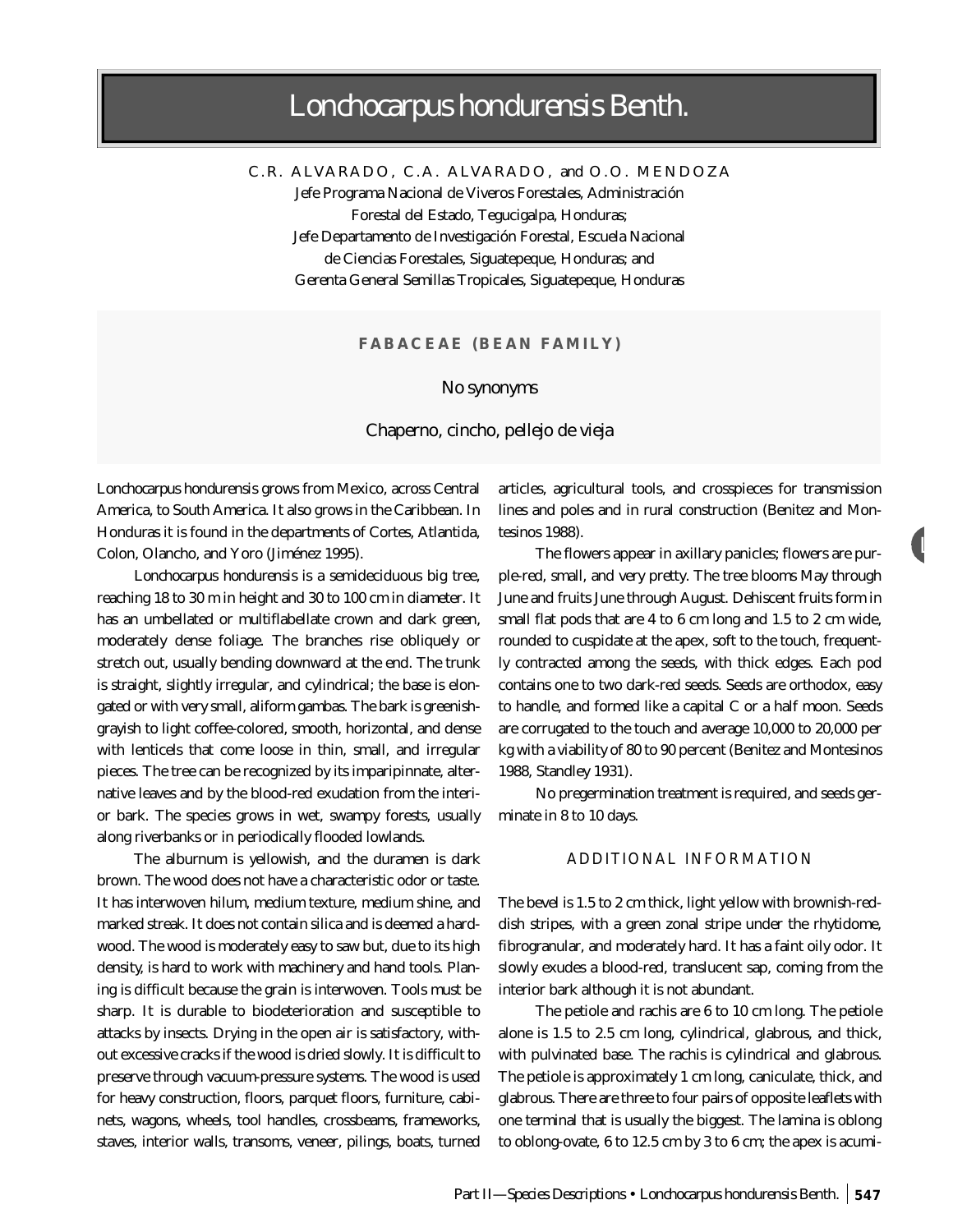# *Lonchocarpus hondurensis* Benth.

C.R. ALVARADO, C.A. ALVARADO, and O.O. MENDOZA
Jefe Programa Nacional de Viveros Forestales, Administración Forestal del Estado, Tegucigalpa, Honduras;
Jefe Departamento de Investigación Forestal, Escuela Nacional de Ciencias Forestales, Siguatepeque, Honduras; and
Gerenta General Semillas Tropicales, Siguatepeque, Honduras

**FABACEAE (BEAN FAMILY)**

No synonyms

Chaperno, cincho, pellejo de vieja

*Lonchocarpus hondurensis* grows from Mexico, across Central America, to South America. It also grows in the Caribbean. In Honduras it is found in the departments of Cortes, Atlantida, Colon, Olancho, and Yoro (Jiménez 1995).

*Lonchocarpus hondurensis* is a semideciduous big tree, reaching 18 to 30 m in height and 30 to 100 cm in diameter. It has an umbellated or multiflabellate crown and dark green, moderately dense foliage. The branches rise obliquely or stretch out, usually bending downward at the end. The trunk is straight, slightly irregular, and cylindrical; the base is elongated or with very small, aliform gambas. The bark is greenish-grayish to light coffee-colored, smooth, horizontal, and dense with lenticels that come loose in thin, small, and irregular pieces. The tree can be recognized by its imparipinnate, alternative leaves and by the blood-red exudation from the interior bark. The species grows in wet, swampy forests, usually along riverbanks or in periodically flooded lowlands.

The alburnum is yellowish, and the duramen is dark brown. The wood does not have a characteristic odor or taste. It has interwoven hilum, medium texture, medium shine, and marked streak. It does not contain silica and is deemed a hardwood. The wood is moderately easy to saw but, due to its high density, is hard to work with machinery and hand tools. Planing is difficult because the grain is interwoven. Tools must be sharp. It is durable to biodeterioration and susceptible to attacks by insects. Drying in the open air is satisfactory, without excessive cracks if the wood is dried slowly. It is difficult to preserve through vacuum-pressure systems. The wood is used for heavy construction, floors, parquet floors, furniture, cabinets, wagons, wheels, tool handles, crossbeams, frameworks, staves, interior walls, transoms, veneer, pilings, boats, turned articles, agricultural tools, and crosspieces for transmission lines and poles and in rural construction (Benitez and Montesinos 1988).

The flowers appear in axillary panicles; flowers are purple-red, small, and very pretty. The tree blooms May through June and fruits June through August. Dehiscent fruits form in small flat pods that are 4 to 6 cm long and 1.5 to 2 cm wide, rounded to cuspidate at the apex, soft to the touch, frequently contracted among the seeds, with thick edges. Each pod contains one to two dark-red seeds. Seeds are orthodox, easy to handle, and formed like a capital C or a half moon. Seeds are corrugated to the touch and average 10,000 to 20,000 per kg with a viability of 80 to 90 percent (Benitez and Montesinos 1988, Standley 1931).

No pregermination treatment is required, and seeds germinate in 8 to 10 days.

## ADDITIONAL INFORMATION

The bevel is 1.5 to 2 cm thick, light yellow with brownish-reddish stripes, with a green zonal stripe under the rhytidome, fibrogranular, and moderately hard. It has a faint oily odor. It slowly exudes a blood-red, translucent sap, coming from the interior bark although it is not abundant.

The petiole and rachis are 6 to 10 cm long. The petiole alone is 1.5 to 2.5 cm long, cylindrical, glabrous, and thick, with pulvinated base. The rachis is cylindrical and glabrous. The petiole is approximately 1 cm long, caniculate, thick, and glabrous. There are three to four pairs of opposite leaflets with one terminal that is usually the biggest. The lamina is oblong to oblong-ovate, 6 to 12.5 cm by 3 to 6 cm; the apex is acumi-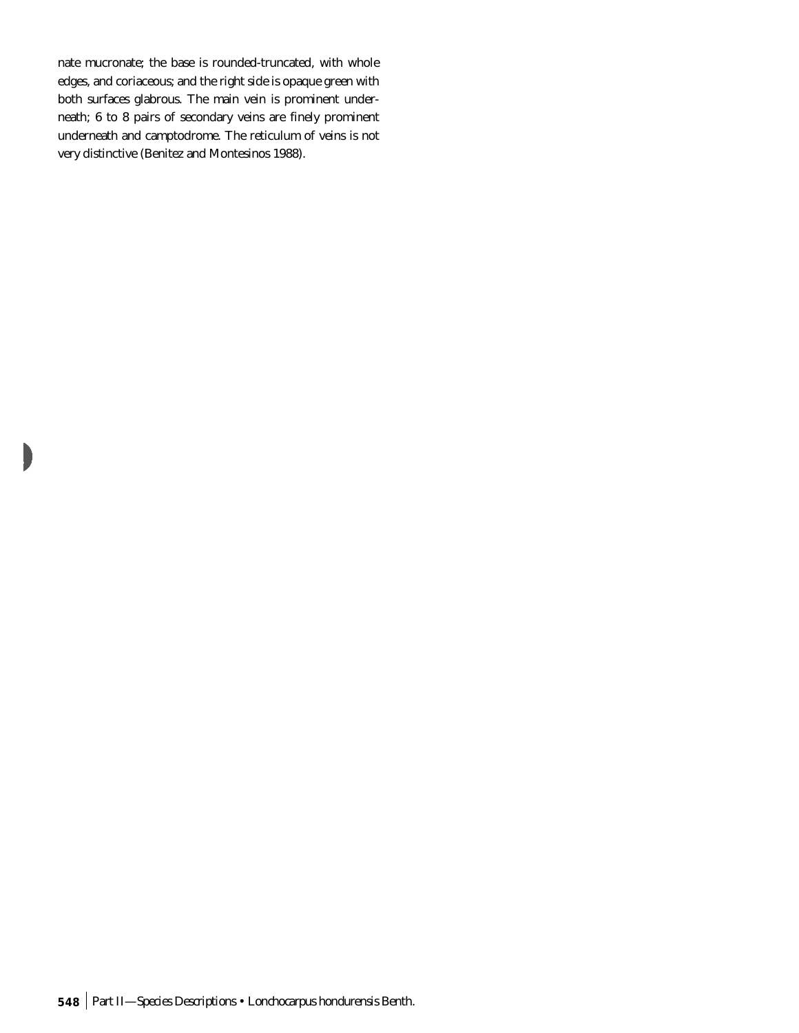nate mucronate; the base is rounded-truncated, with whole edges, and coriaceous; and the right side is opaque green with both surfaces glabrous. The main vein is prominent underneath; 6 to 8 pairs of secondary veins are finely prominent underneath and camptodrome. The reticulum of veins is not very distinctive (Benitez and Montesinos 1988).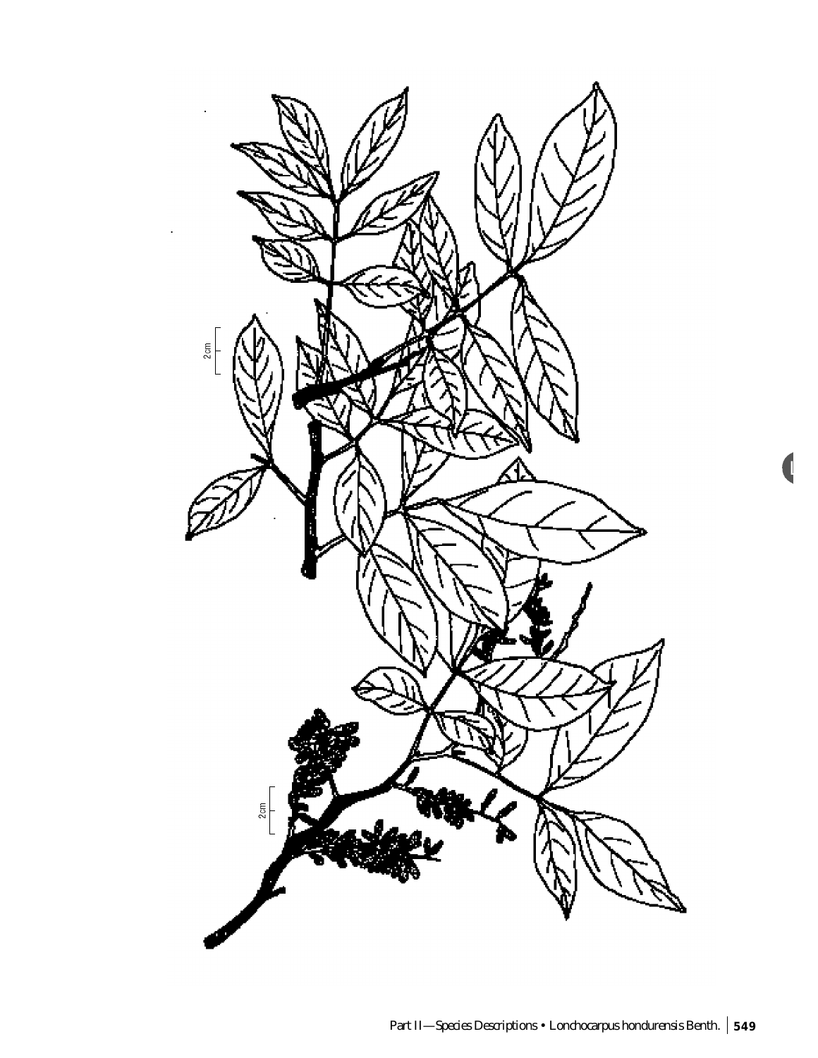2 cm

2 cm